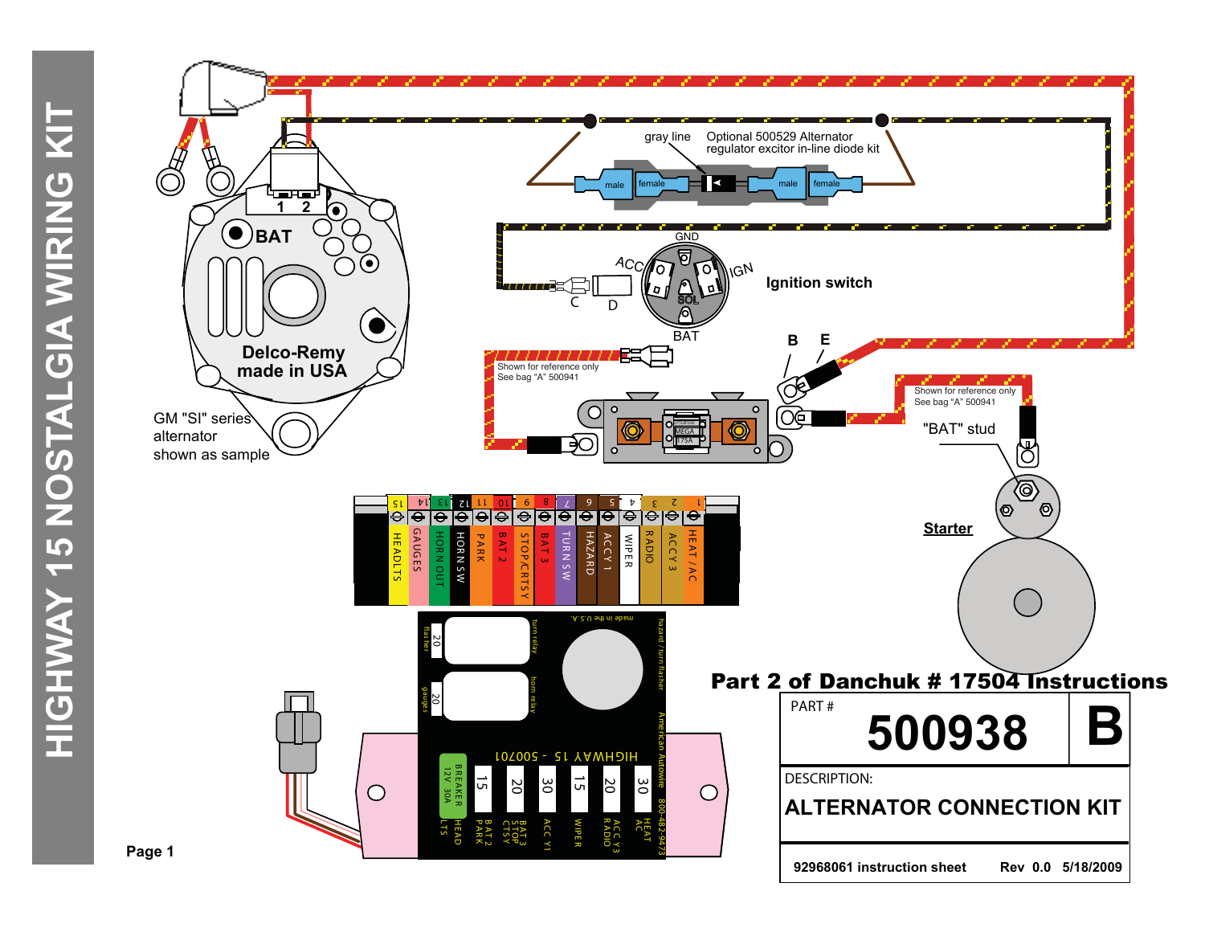# HIGHWAY 15 NOSTALGIA WIRING KIT

gray line

Optional 500529 Alternator regulator excitor in-line diode kit

male

female

male

female

1 2

BAT

Delco-Remy made in USA

GM "SI" series alternator shown as sample

GND

ACC

IGN

SOL

BAT

C

D

Ignition switch

Shown for reference only
See bag "A" 500941

B

E

MEGA 175A

Shown for reference only
See bag "A" 500941

"BAT" stud

Starter

15 HEADLTS
14 GAUGES
13 HORN OUT
12 HORN SW
11 PARK
10 BAT 2
9 STOP/CRTSY
8 BAT 3
7 TURN SW
6 HAZARD
5 ACCY 1
4 WIPER
3 RADIO
2 ACCY 3
1 HEAT / AC

20 flasher

turn relay

made in the U.S.A.

hazard / turn flasher

20 gauges

horn relay

American Autowire 800-482-9473

HIGHWAY 15 - 500701

BREAKER 12V 30A HEAD LTS

15 PARK BAT 2

20 BAT 3 STOP CTSY

30 ACC Y1

15 WIPER

20 ACC Y3 RADIO

30 HEAT AC

## Part 2 of Danchuk # 17504 Instructions

PART #

**500938** **B**

DESCRIPTION:

**ALTERNATOR CONNECTION KIT**

92968061 instruction sheet Rev 0.0 5/18/2009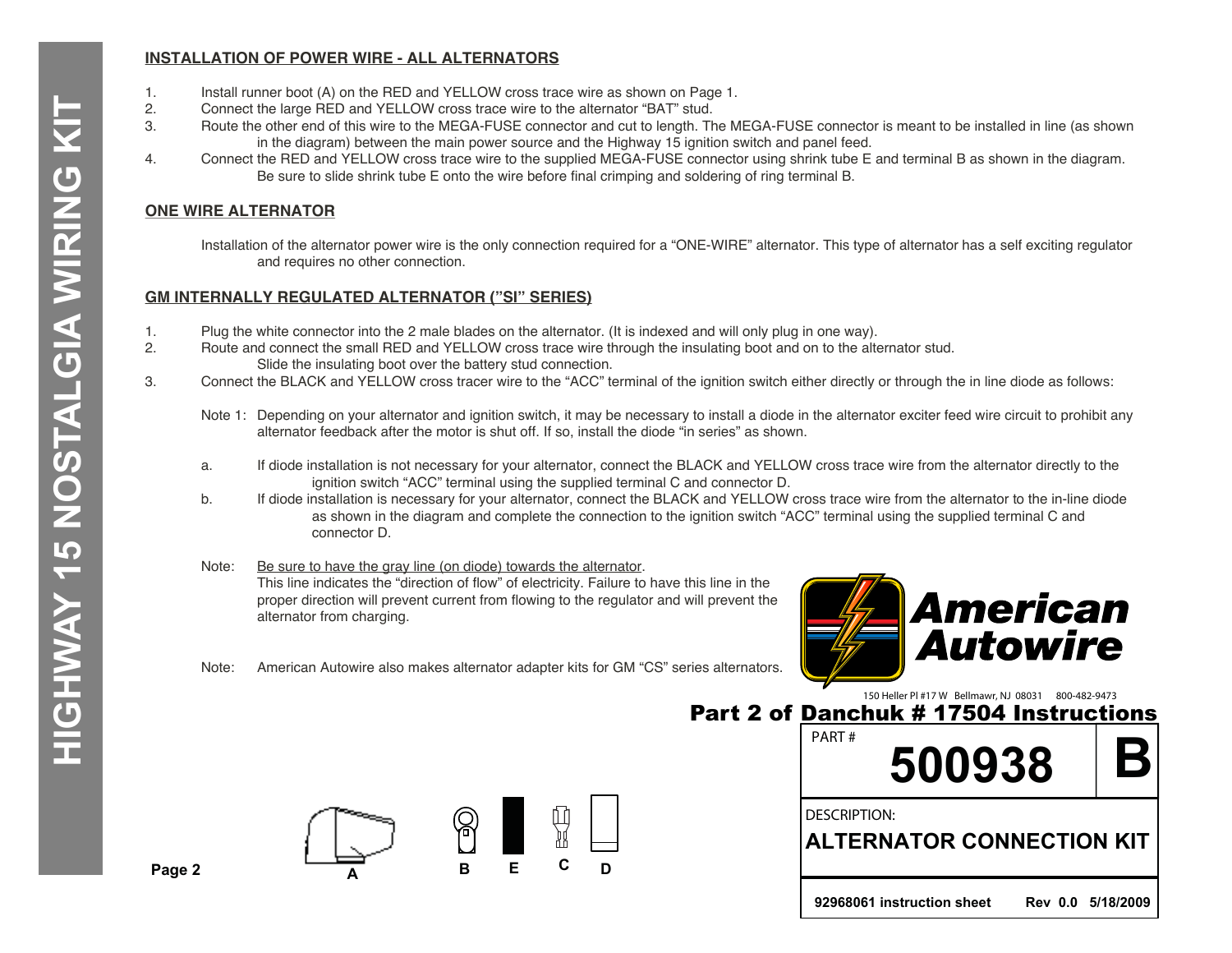## INSTALLATION OF POWER WIRE - ALL ALTERNATORS

1. Install runner boot (A) on the RED and YELLOW cross trace wire as shown on Page 1.
2. Connect the large RED and YELLOW cross trace wire to the alternator "BAT" stud.
3. Route the other end of this wire to the MEGA-FUSE connector and cut to length. The MEGA-FUSE connector is meant to be installed in line (as shown in the diagram) between the main power source and the Highway 15 ignition switch and panel feed.
4. Connect the RED and YELLOW cross trace wire to the supplied MEGA-FUSE connector using shrink tube E and terminal B as shown in the diagram. Be sure to slide shrink tube E onto the wire before final crimping and soldering of ring terminal B.

## ONE WIRE ALTERNATOR

Installation of the alternator power wire is the only connection required for a "ONE-WIRE" alternator. This type of alternator has a self exciting regulator and requires no other connection.

## GM INTERNALLY REGULATED ALTERNATOR ("SI" SERIES)

1. Plug the white connector into the 2 male blades on the alternator. (It is indexed and will only plug in one way).
2. Route and connect the small RED and YELLOW cross trace wire through the insulating boot and on to the alternator stud. Slide the insulating boot over the battery stud connection.
3. Connect the BLACK and YELLOW cross tracer wire to the "ACC" terminal of the ignition switch either directly or through the in line diode as follows:

Note 1: Depending on your alternator and ignition switch, it may be necessary to install a diode in the alternator exciter feed wire circuit to prohibit any alternator feedback after the motor is shut off. If so, install the diode "in series" as shown.

a. If diode installation is not necessary for your alternator, connect the BLACK and YELLOW cross trace wire from the alternator directly to the ignition switch "ACC" terminal using the supplied terminal C and connector D.

b. If diode installation is necessary for your alternator, connect the BLACK and YELLOW cross trace wire from the alternator to the in-line diode as shown in the diagram and complete the connection to the ignition switch "ACC" terminal using the supplied terminal C and connector D.

Note: Be sure to have the gray line (on diode) towards the alternator. This line indicates the "direction of flow" of electricity. Failure to have this line in the proper direction will prevent current from flowing to the regulator and will prevent the alternator from charging.

Note: American Autowire also makes alternator adapter kits for GM "CS" series alternators.

American Autowire

150 Heller Pl #17 W Bellmawr, NJ 08031 800-482-9473

**Part 2 of Danchuk # 17504 Instructions**

A B E C D

| | |
|---|---|
| PART # 500938 | B |
| DESCRIPTION: ALTERNATOR CONNECTION KIT | |
| 92968061 instruction sheet | Rev 0.0 5/18/2009 |